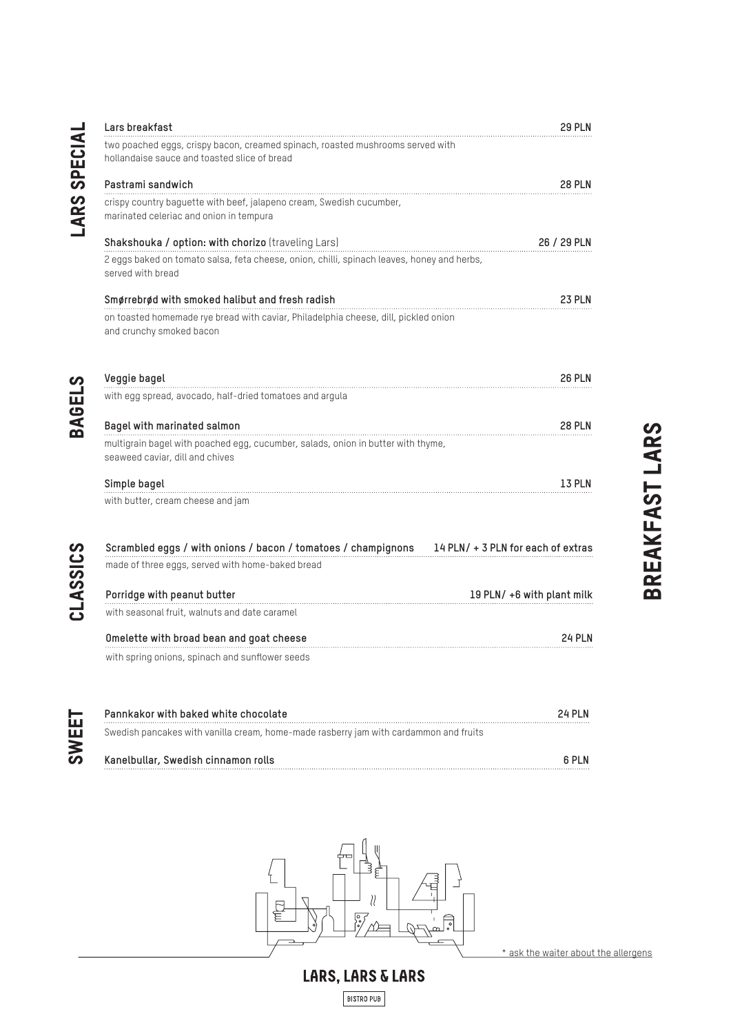# BREAKFAST LARS

## LARS SPECIAL

**Lars breakfast** — **29 PLN**

two poached eggs, crispy bacon, creamed spinach, roasted mushrooms served with hollandaise sauce and toasted slice of bread

**Pastrami sandwich** — **28 PLN**

crispy country baguette with beef, jalapeno cream, Swedish cucumber, marinated celeriac and onion in tempura

**Shakshouka / option: with chorizo** (traveling Lars) — **26 / 29 PLN**

2 eggs baked on tomato salsa, feta cheese, onion, chilli, spinach leaves, honey and herbs, served with bread

**Smørrebrød with smoked halibut and fresh radish** — **23 PLN**

on toasted homemade rye bread with caviar, Philadelphia cheese, dill, pickled onion and crunchy smoked bacon

## BAGELS

**Veggie bagel** — **26 PLN**

with egg spread, avocado, half-dried tomatoes and argula

**Bagel with marinated salmon** — **28 PLN**

multigrain bagel with poached egg, cucumber, salads, onion in butter with thyme, seaweed caviar, dill and chives

**Simple bagel** — **13 PLN**

with butter, cream cheese and jam

## CLASSICS

**Scrambled eggs / with onions / bacon / tomatoes / champignons** — **14 PLN/ + 3 PLN for each of extras**

made of three eggs, served with home-baked bread

**Porridge with peanut butter** — **19 PLN/ +6 with plant milk**

with seasonal fruit, walnuts and date caramel

**Omelette with broad bean and goat cheese** — **24 PLN**

with spring onions, spinach and sunflower seeds

## SWEET

**Pannkakor with baked white chocolate** — **24 PLN**

Swedish pancakes with vanilla cream, home-made rasberry jam with cardammon and fruits

**Kanelbullar, Swedish cinnamon rolls** — **6 PLN**

\* ask the waiter about the allergens

**LARS, LARS & LARS**

BISTRO PUB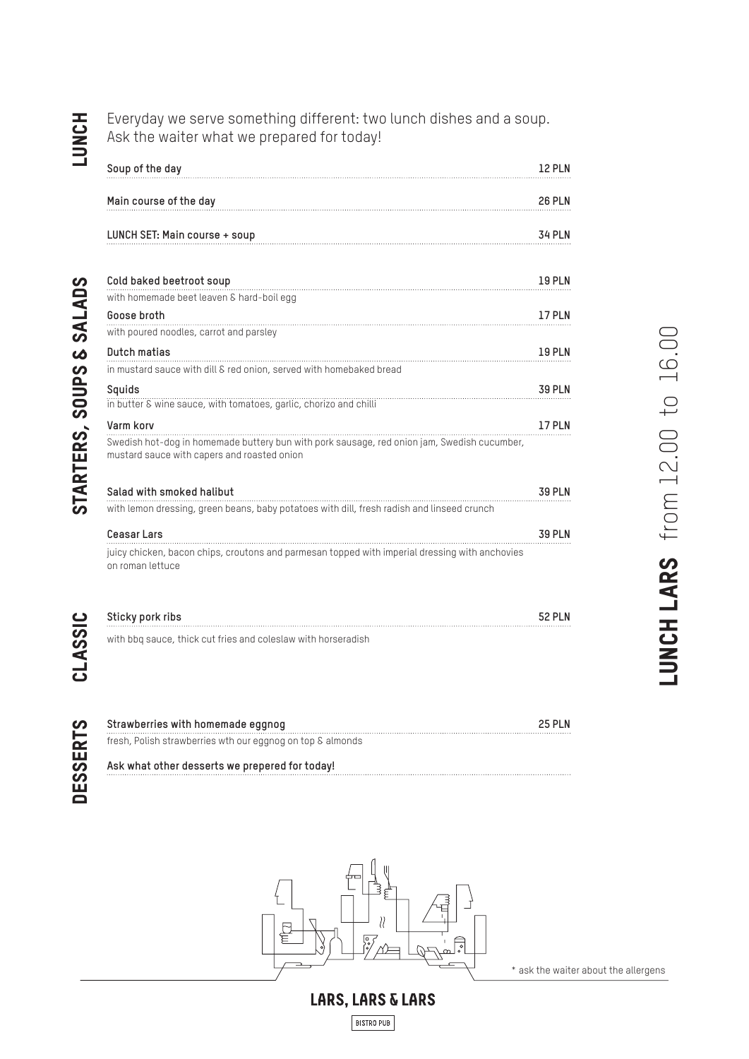# LUNCH LARS from 12.00 to 16.00

## LUNCH

Everyday we serve something different: two lunch dishes and a soup.
Ask the waiter what we prepared for today!

**Soup of the day** — **12 PLN**

**Main course of the day** — **26 PLN**

**LUNCH SET: Main course + soup** — **34 PLN**

## STARTERS, SOUPS & SALADS

**Cold baked beetroot soup** — **19 PLN**
with homemade beet leaven & hard-boil egg

**Goose broth** — **17 PLN**
with poured noodles, carrot and parsley

**Dutch matias** — **19 PLN**
in mustard sauce with dill & red onion, served with homebaked bread

**Squids** — **39 PLN**
in butter & wine sauce, with tomatoes, garlic, chorizo and chilli

**Varm korv** — **17 PLN**
Swedish hot-dog in homemade buttery bun with pork sausage, red onion jam, Swedish cucumber, mustard sauce with capers and roasted onion

**Salad with smoked halibut** — **39 PLN**
with lemon dressing, green beans, baby potatoes with dill, fresh radish and linseed crunch

**Ceasar Lars** — **39 PLN**
juicy chicken, bacon chips, croutons and parmesan topped with imperial dressing with anchovies on roman lettuce

## CLASSIC

**Sticky pork ribs** — **52 PLN**
with bbq sauce, thick cut fries and coleslaw with horseradish

## DESSERTS

**Strawberries with homemade eggnog** — **25 PLN**
fresh, Polish strawberries wth our eggnog on top & almonds

**Ask what other desserts we prepered for today!**

\* ask the waiter about the allergens

**LARS, LARS & LARS**
BISTRO PUB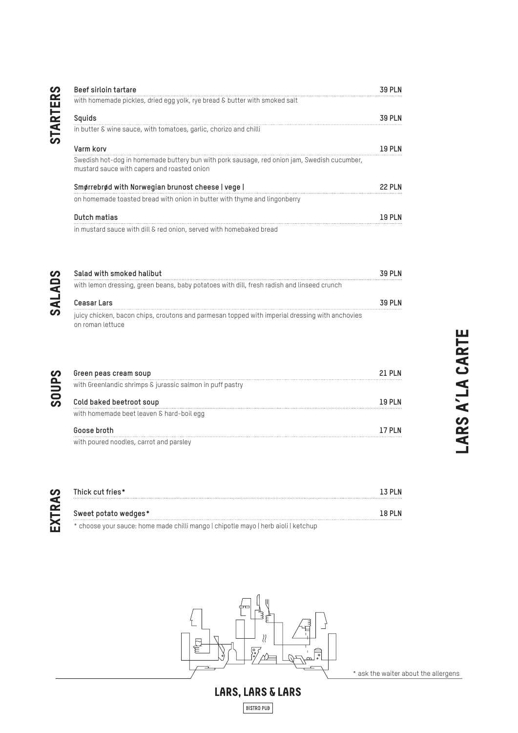# LARS A'LA CARTE

## STARTERS

**Beef sirloin tartare** — **39 PLN**
with homemade pickles, dried egg yolk, rye bread & butter with smoked salt

**Squids** — **39 PLN**
in butter & wine sauce, with tomatoes, garlic, chorizo and chilli

**Varm korv** — **19 PLN**
Swedish hot-dog in homemade buttery bun with pork sausage, red onion jam, Swedish cucumber, mustard sauce with capers and roasted onion

**Smørrebrød with Norwegian brunost cheese | vege |** — **22 PLN**
on homemade toasted bread with onion in butter with thyme and lingonberry

**Dutch matias** — **19 PLN**
in mustard sauce with dill & red onion, served with homebaked bread

## SALADS

**Salad with smoked halibut** — **39 PLN**
with lemon dressing, green beans, baby potatoes with dill, fresh radish and linseed crunch

**Ceasar Lars** — **39 PLN**
juicy chicken, bacon chips, croutons and parmesan topped with imperial dressing with anchovies on roman lettuce

## SOUPS

**Green peas cream soup** — **21 PLN**
with Greenlandic shrimps & jurassic salmon in puff pastry

**Cold baked beetroot soup** — **19 PLN**
with homemade beet leaven & hard-boil egg

**Goose broth** — **17 PLN**
with poured noodles, carrot and parsley

## EXTRAS

**Thick cut fries*** — **13 PLN**

**Sweet potato wedges*** — **18 PLN**

* choose your sauce: home made chilli mango | chipotle mayo | herb aioli | ketchup

* ask the waiter about the allergens

LARS, LARS & LARS

BISTRO PUB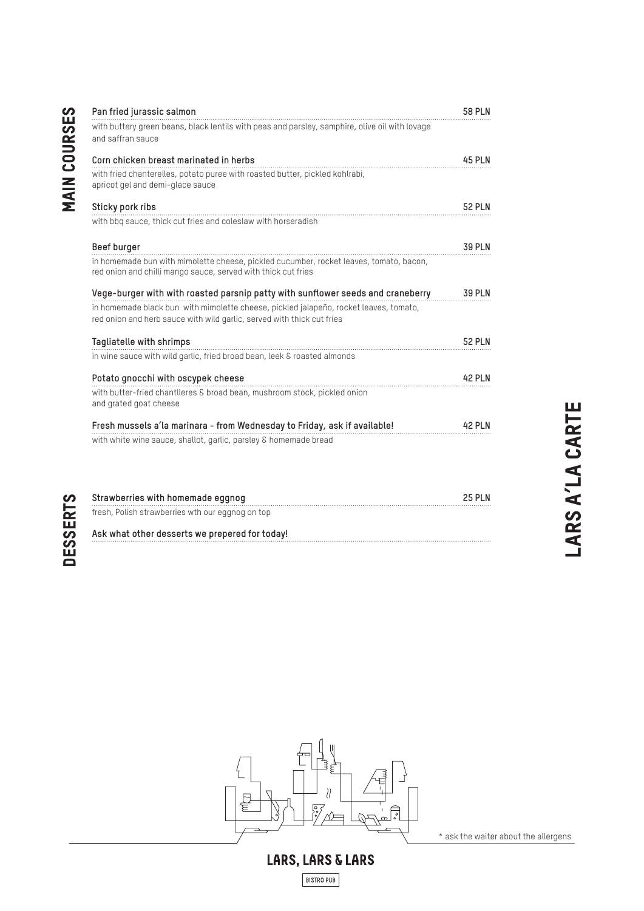# LARS A'LA CARTE

## MAIN COURSES

**Pan fried jurassic salmon** — 58 PLN
with buttery green beans, black lentils with peas and parsley, samphire, olive oil with lovage and saffran sauce

**Corn chicken breast marinated in herbs** — 45 PLN
with fried chanterelles, potato puree with roasted butter, pickled kohlrabi, apricot gel and demi-glace sauce

**Sticky pork ribs** — 52 PLN
with bbq sauce, thick cut fries and coleslaw with horseradish

**Beef burger** — 39 PLN
in homemade bun with mimolette cheese, pickled cucumber, rocket leaves, tomato, bacon, red onion and chilli mango sauce, served with thick cut fries

**Vege-burger with with roasted parsnip patty with sunflower seeds and craneberry** — 39 PLN
in homemade black bun with mimolette cheese, pickled jalapeño, rocket leaves, tomato, red onion and herb sauce with wild garlic, served with thick cut fries

**Tagliatelle with shrimps** — 52 PLN
in wine sauce with wild garlic, fried broad bean, leek & roasted almonds

**Potato gnocchi with oscypek cheese** — 42 PLN
with butter-fried chantlleres & broad bean, mushroom stock, pickled onion and grated goat cheese

**Fresh mussels a'la marinara - from Wednesday to Friday, ask if available!** — 42 PLN
with white wine sauce, shallot, garlic, parsley & homemade bread

## DESSERTS

**Strawberries with homemade eggnog** — 25 PLN
fresh, Polish strawberries wth our eggnog on top

**Ask what other desserts we prepered for today!**

\* ask the waiter about the allergens

LARS, LARS & LARS

BISTRO PUB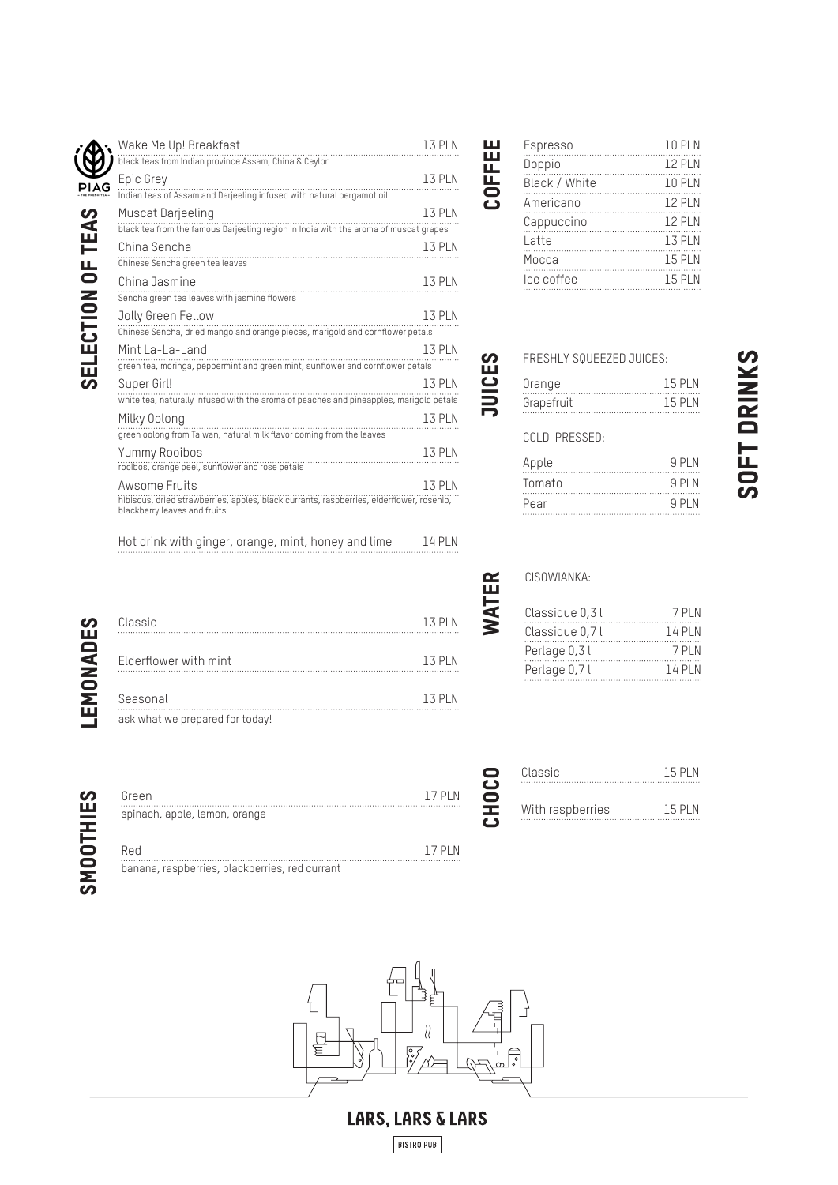# SOFT DRINKS

## SELECTION OF TEAS

PIAG – THE FRESH TEA –

| Item | Price |
|---|---|
| Wake Me Up! Breakfast<br>black teas from Indian province Assam, China & Ceylon | 13 PLN |
| Epic Grey<br>Indian teas of Assam and Darjeeling infused with natural bergamot oil | 13 PLN |
| Muscat Darjeeling<br>black tea from the famous Darjeeling region in India with the aroma of muscat grapes | 13 PLN |
| China Sencha<br>Chinese Sencha green tea leaves | 13 PLN |
| China Jasmine<br>Sencha green tea leaves with jasmine flowers | 13 PLN |
| Jolly Green Fellow<br>Chinese Sencha, dried mango and orange pieces, marigold and cornflower petals | 13 PLN |
| Mint La-La-Land<br>green tea, moringa, peppermint and green mint, sunflower and cornflower petals | 13 PLN |
| Super Girl!<br>white tea, naturally infused with the aroma of peaches and pineapples, marigold petals | 13 PLN |
| Milky Oolong<br>green oolong from Taiwan, natural milk flavor coming from the leaves | 13 PLN |
| Yummy Rooibos<br>rooibos, orange peel, sunflower and rose petals | 13 PLN |
| Awsome Fruits<br>hibiscus, dried strawberries, apples, black currants, raspberries, elderflower, rosehip, blackberry leaves and fruits | 13 PLN |
| Hot drink with ginger, orange, mint, honey and lime | 14 PLN |

## LEMONADES

| Item | Price |
|---|---|
| Classic | 13 PLN |
| Elderflower with mint | 13 PLN |
| Seasonal<br>ask what we prepared for today! | 13 PLN |

## SMOOTHIES

| Item | Price |
|---|---|
| Green<br>spinach, apple, lemon, orange | 17 PLN |
| Red<br>banana, raspberries, blackberries, red currant | 17 PLN |

## COFFEE

| Item | Price |
|---|---|
| Espresso | 10 PLN |
| Doppio | 12 PLN |
| Black / White | 10 PLN |
| Americano | 12 PLN |
| Cappuccino | 12 PLN |
| Latte | 13 PLN |
| Mocca | 15 PLN |
| Ice coffee | 15 PLN |

## JUICES

FRESHLY SQUEEZED JUICES:

| Item | Price |
|---|---|
| Orange | 15 PLN |
| Grapefruit | 15 PLN |

COLD-PRESSED:

| Item | Price |
|---|---|
| Apple | 9 PLN |
| Tomato | 9 PLN |
| Pear | 9 PLN |

## WATER

CISOWIANKA:

| Item | Price |
|---|---|
| Classique 0,3 l | 7 PLN |
| Classique 0,7 l | 14 PLN |
| Perlage 0,3 l | 7 PLN |
| Perlage 0,7 l | 14 PLN |

## CHOCO

| Item | Price |
|---|---|
| Classic | 15 PLN |
| With raspberries | 15 PLN |

**LARS, LARS & LARS**

BISTRO PUB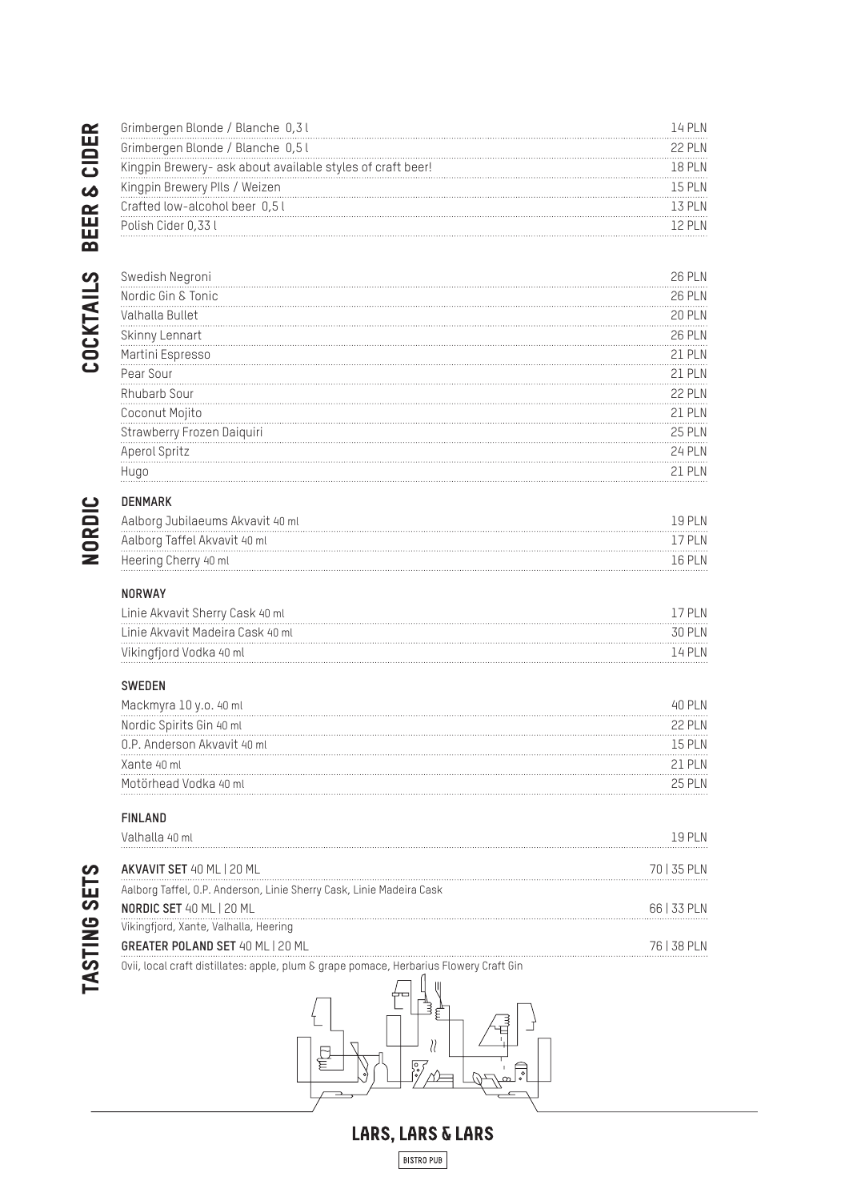## BEER & CIDER

| Item | Price |
|---|---|
| Grimbergen Blonde / Blanche 0,3 l | 14 PLN |
| Grimbergen Blonde / Blanche 0,5 l | 22 PLN |
| Kingpin Brewery- ask about available styles of craft beer! | 18 PLN |
| Kingpin Brewery Plls / Weizen | 15 PLN |
| Crafted low-alcohol beer 0,5 l | 13 PLN |
| Polish Cider 0,33 l | 12 PLN |

## COCKTAILS

| Item | Price |
|---|---|
| Swedish Negroni | 26 PLN |
| Nordic Gin & Tonic | 26 PLN |
| Valhalla Bullet | 20 PLN |
| Skinny Lennart | 26 PLN |
| Martini Espresso | 21 PLN |
| Pear Sour | 21 PLN |
| Rhubarb Sour | 22 PLN |
| Coconut Mojito | 21 PLN |
| Strawberry Frozen Daiquiri | 25 PLN |
| Aperol Spritz | 24 PLN |
| Hugo | 21 PLN |

## NORDIC

### DENMARK

| Item | Price |
|---|---|
| Aalborg Jubilaeums Akvavit 40 ml | 19 PLN |
| Aalborg Taffel Akvavit 40 ml | 17 PLN |
| Heering Cherry 40 ml | 16 PLN |

### NORWAY

| Item | Price |
|---|---|
| Linie Akvavit Sherry Cask 40 ml | 17 PLN |
| Linie Akvavit Madeira Cask 40 ml | 30 PLN |
| Vikingfjord Vodka 40 ml | 14 PLN |

### SWEDEN

| Item | Price |
|---|---|
| Mackmyra 10 y.o. 40 ml | 40 PLN |
| Nordic Spirits Gin 40 ml | 22 PLN |
| O.P. Anderson Akvavit 40 ml | 15 PLN |
| Xante 40 ml | 21 PLN |
| Motörhead Vodka 40 ml | 25 PLN |

### FINLAND

| Item | Price |
|---|---|
| Valhalla 40 ml | 19 PLN |

## TASTING SETS

**AKVAVIT SET** 40 ML | 20 ML — 70 | 35 PLN
Aalborg Taffel, O.P. Anderson, Linie Sherry Cask, Linie Madeira Cask

**NORDIC SET** 40 ML | 20 ML — 66 | 33 PLN
Vikingfjord, Xante, Valhalla, Heering

**GREATER POLAND SET** 40 ML | 20 ML — 76 | 38 PLN
Ovii, local craft distillates: apple, plum & grape pomace, Herbarius Flowery Craft Gin

**LARS, LARS & LARS**
BISTRO PUB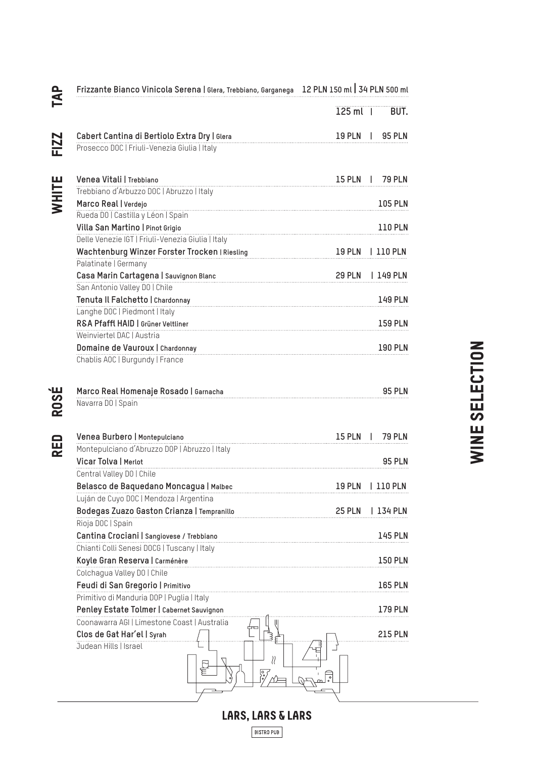# WINE SELECTION

## TAP

Frizzante Bianco Vinicola Serena | Glera, Trebbiano, Garganega — 12 PLN 150 ml | 34 PLN 500 ml

| | 125 ml | BUT. |
|---|---|---|
| **FIZZ** | | |
| **Cabert Cantina di Bertiolo Extra Dry** \| Glera<br>Prosecco DOC \| Friuli-Venezia Giulia \| Italy | 19 PLN | 95 PLN |
| **WHITE** | | |
| **Venea Vitali** \| Trebbiano<br>Trebbiano d'Arbuzzo DOC \| Abruzzo \| Italy | 15 PLN | 79 PLN |
| **Marco Real** \| Verdejo<br>Rueda DO \| Castilla y Léon \| Spain | | 105 PLN |
| **Villa San Martino** \| Pinot Grigio<br>Delle Venezie IGT \| Friuli-Venezia Giulia \| Italy | | 110 PLN |
| **Wachtenburg Winzer Forster Trocken** \| Riesling<br>Palatinate \| Germany | 19 PLN | 110 PLN |
| **Casa Marin Cartagena** \| Sauvignon Blanc<br>San Antonio Valley DO \| Chile | 29 PLN | 149 PLN |
| **Tenuta Il Falchetto** \| Chardonnay<br>Langhe DOC \| Piedmont \| Italy | | 149 PLN |
| **R&A Pfaffl HAID** \| Grüner Veltliner<br>Weinviertel DAC \| Austria | | 159 PLN |
| **Domaine de Vauroux** \| Chardonnay<br>Chablis AOC \| Burgundy \| France | | 190 PLN |
| **ROSÉ** | | |
| **Marco Real Homenaje Rosado** \| Garnacha<br>Navarra DO \| Spain | | 95 PLN |
| **RED** | | |
| **Venea Burbero** \| Montepulciano<br>Montepulciano d'Abruzzo DOP \| Abruzzo \| Italy | 15 PLN | 79 PLN |
| **Vicar Tolva** \| Merlot<br>Central Valley DO \| Chile | | 95 PLN |
| **Belasco de Baquedano Moncagua** \| Malbec<br>Luján de Cuyo DOC \| Mendoza \| Argentina | 19 PLN | 110 PLN |
| **Bodegas Zuazo Gaston Crianza** \| Tempranillo<br>Rioja DOC \| Spain | 25 PLN | 134 PLN |
| **Cantina Crociani** \| Sangiovese / Trebbiano<br>Chianti Colli Senesi DOCG \| Tuscany \| Italy | | 145 PLN |
| **Koyle Gran Reserva** \| Carménère<br>Colchagua Valley DO \| Chile | | 150 PLN |
| **Feudi di San Gregorio** \| Primitivo<br>Primitivo di Manduria DOP \| Puglia \| Italy | | 165 PLN |
| **Penley Estate Tolmer** \| Cabernet Sauvignon<br>Coonawarra AGI \| Limestone Coast \| Australia | | 179 PLN |
| **Clos de Gat Har'el** \| Syrah<br>Judean Hills \| Israel | | 215 PLN |

LARS, LARS & LARS

BISTRO PUB